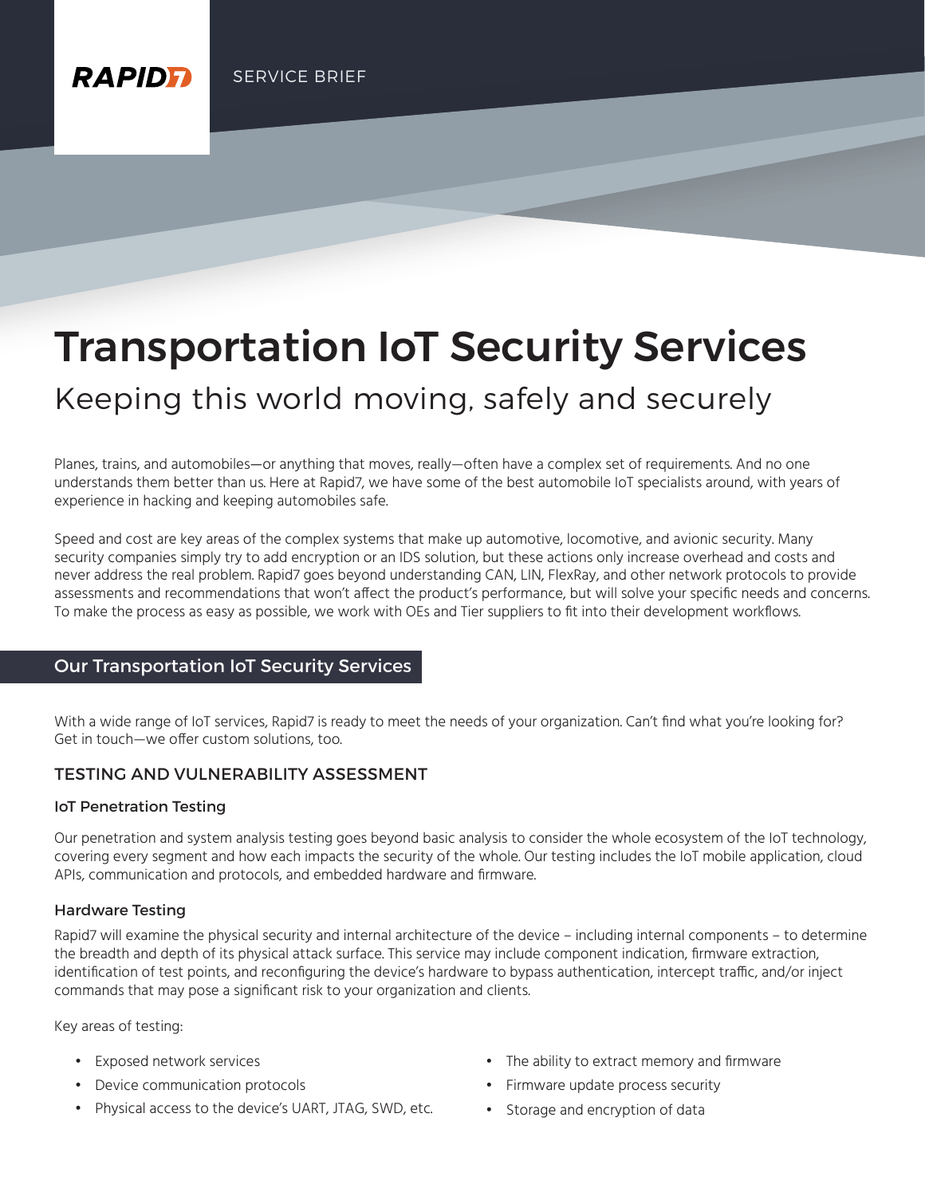RAPID7 SERVICE BRIEF

# Transportation IoT Security Services

## Keeping this world moving, safely and securely

Planes, trains, and automobiles—or anything that moves, really—often have a complex set of requirements. And no one understands them better than us. Here at Rapid7, we have some of the best automobile IoT specialists around, with years of experience in hacking and keeping automobiles safe.

Speed and cost are key areas of the complex systems that make up automotive, locomotive, and avionic security. Many security companies simply try to add encryption or an IDS solution, but these actions only increase overhead and costs and never address the real problem. Rapid7 goes beyond understanding CAN, LIN, FlexRay, and other network protocols to provide assessments and recommendations that won't affect the product's performance, but will solve your specific needs and concerns. To make the process as easy as possible, we work with OEs and Tier suppliers to fit into their development workflows.

## Our Transportation IoT Security Services

With a wide range of IoT services, Rapid7 is ready to meet the needs of your organization. Can't find what you're looking for? Get in touch—we offer custom solutions, too.

### TESTING AND VULNERABILITY ASSESSMENT

#### IoT Penetration Testing

Our penetration and system analysis testing goes beyond basic analysis to consider the whole ecosystem of the IoT technology, covering every segment and how each impacts the security of the whole. Our testing includes the IoT mobile application, cloud APIs, communication and protocols, and embedded hardware and firmware.

#### Hardware Testing

Rapid7 will examine the physical security and internal architecture of the device – including internal components – to determine the breadth and depth of its physical attack surface. This service may include component indication, firmware extraction, identification of test points, and reconfiguring the device's hardware to bypass authentication, intercept traffic, and/or inject commands that may pose a significant risk to your organization and clients.

Key areas of testing:

- Exposed network services
- Device communication protocols
- Physical access to the device's UART, JTAG, SWD, etc.
- The ability to extract memory and firmware
- Firmware update process security
- Storage and encryption of data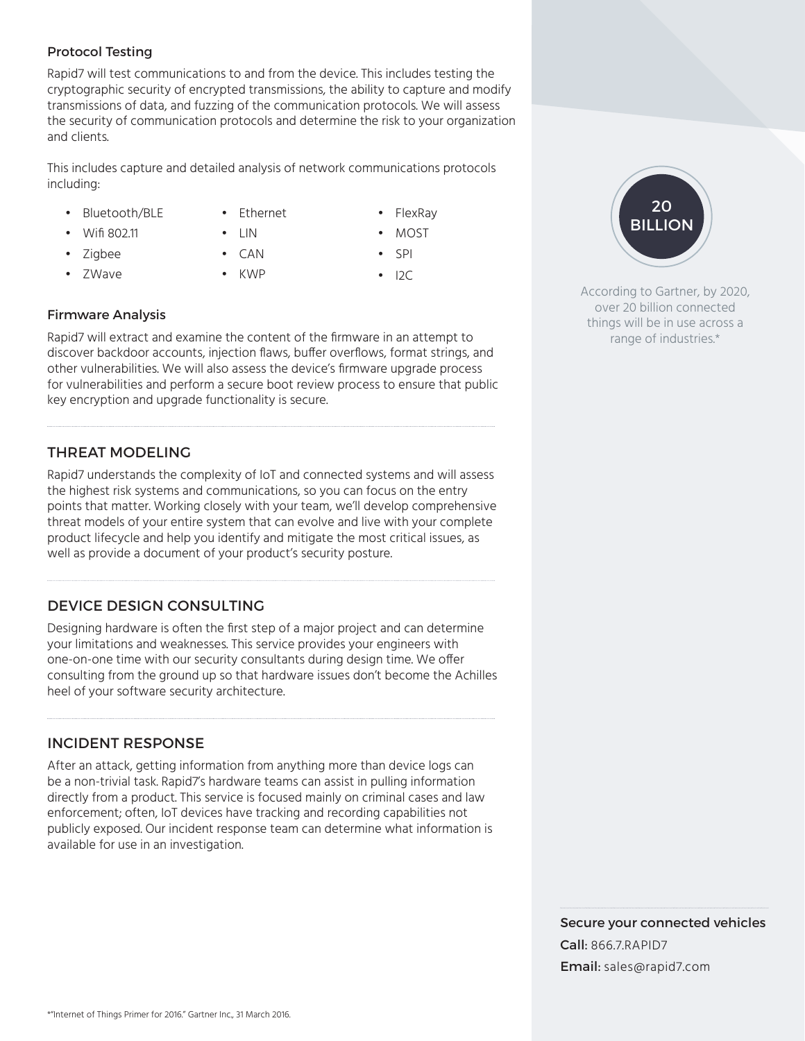### Protocol Testing

Rapid7 will test communications to and from the device. This includes testing the cryptographic security of encrypted transmissions, the ability to capture and modify transmissions of data, and fuzzing of the communication protocols. We will assess the security of communication protocols and determine the risk to your organization and clients.

This includes capture and detailed analysis of network communications protocols including:

- Bluetooth/BLE
- Wifi 802.11
- Zigbee
- ZWave
- Ethernet
- LIN
- CAN
- KWP
- FlexRay
- MOST
- SPI
- I2C

### Firmware Analysis

Rapid7 will extract and examine the content of the firmware in an attempt to discover backdoor accounts, injection flaws, buffer overflows, format strings, and other vulnerabilities. We will also assess the device's firmware upgrade process for vulnerabilities and perform a secure boot review process to ensure that public key encryption and upgrade functionality is secure.

## THREAT MODELING

Rapid7 understands the complexity of IoT and connected systems and will assess the highest risk systems and communications, so you can focus on the entry points that matter. Working closely with your team, we'll develop comprehensive threat models of your entire system that can evolve and live with your complete product lifecycle and help you identify and mitigate the most critical issues, as well as provide a document of your product's security posture.

## DEVICE DESIGN CONSULTING

Designing hardware is often the first step of a major project and can determine your limitations and weaknesses. This service provides your engineers with one-on-one time with our security consultants during design time. We offer consulting from the ground up so that hardware issues don't become the Achilles heel of your software security architecture.

## INCIDENT RESPONSE

After an attack, getting information from anything more than device logs can be a non-trivial task. Rapid7's hardware teams can assist in pulling information directly from a product. This service is focused mainly on criminal cases and law enforcement; often, IoT devices have tracking and recording capabilities not publicly exposed. Our incident response team can determine what information is available for use in an investigation.

**20 BILLION**

According to Gartner, by 2020, over 20 billion connected things will be in use across a range of industries.*

**Secure your connected vehicles**

**Call:** 866.7.RAPID7

**Email:** sales@rapid7.com

*"Internet of Things Primer for 2016." Gartner Inc., 31 March 2016.